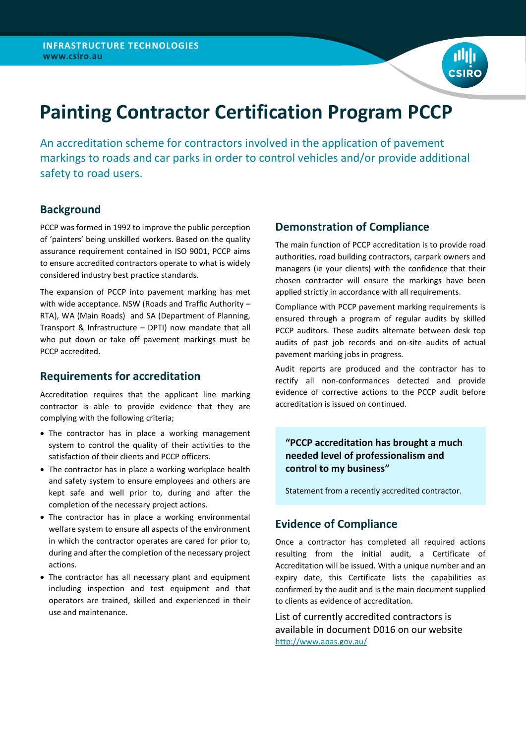INFRASTRUCTURE TECHNOLOGIES
www.csiro.au

# Painting Contractor Certification Program PCCP

An accreditation scheme for contractors involved in the application of pavement markings to roads and car parks in order to control vehicles and/or provide additional safety to road users.

## Background

PCCP was formed in 1992 to improve the public perception of 'painters' being unskilled workers. Based on the quality assurance requirement contained in ISO 9001, PCCP aims to ensure accredited contractors operate to what is widely considered industry best practice standards.

The expansion of PCCP into pavement marking has met with wide acceptance. NSW (Roads and Traffic Authority – RTA), WA (Main Roads) and SA (Department of Planning, Transport & Infrastructure – DPTI) now mandate that all who put down or take off pavement markings must be PCCP accredited.

## Requirements for accreditation

Accreditation requires that the applicant line marking contractor is able to provide evidence that they are complying with the following criteria;

- The contractor has in place a working management system to control the quality of their activities to the satisfaction of their clients and PCCP officers.
- The contractor has in place a working workplace health and safety system to ensure employees and others are kept safe and well prior to, during and after the completion of the necessary project actions.
- The contractor has in place a working environmental welfare system to ensure all aspects of the environment in which the contractor operates are cared for prior to, during and after the completion of the necessary project actions.
- The contractor has all necessary plant and equipment including inspection and test equipment and that operators are trained, skilled and experienced in their use and maintenance.

## Demonstration of Compliance

The main function of PCCP accreditation is to provide road authorities, road building contractors, carpark owners and managers (ie your clients) with the confidence that their chosen contractor will ensure the markings have been applied strictly in accordance with all requirements.

Compliance with PCCP pavement marking requirements is ensured through a program of regular audits by skilled PCCP auditors. These audits alternate between desk top audits of past job records and on-site audits of actual pavement marking jobs in progress.

Audit reports are produced and the contractor has to rectify all non-conformances detected and provide evidence of corrective actions to the PCCP audit before accreditation is issued on continued.

> **"PCCP accreditation has brought a much needed level of professionalism and control to my business"**
>
> Statement from a recently accredited contractor.

## Evidence of Compliance

Once a contractor has completed all required actions resulting from the initial audit, a Certificate of Accreditation will be issued. With a unique number and an expiry date, this Certificate lists the capabilities as confirmed by the audit and is the main document supplied to clients as evidence of accreditation.

List of currently accredited contractors is available in document D016 on our website http://www.apas.gov.au/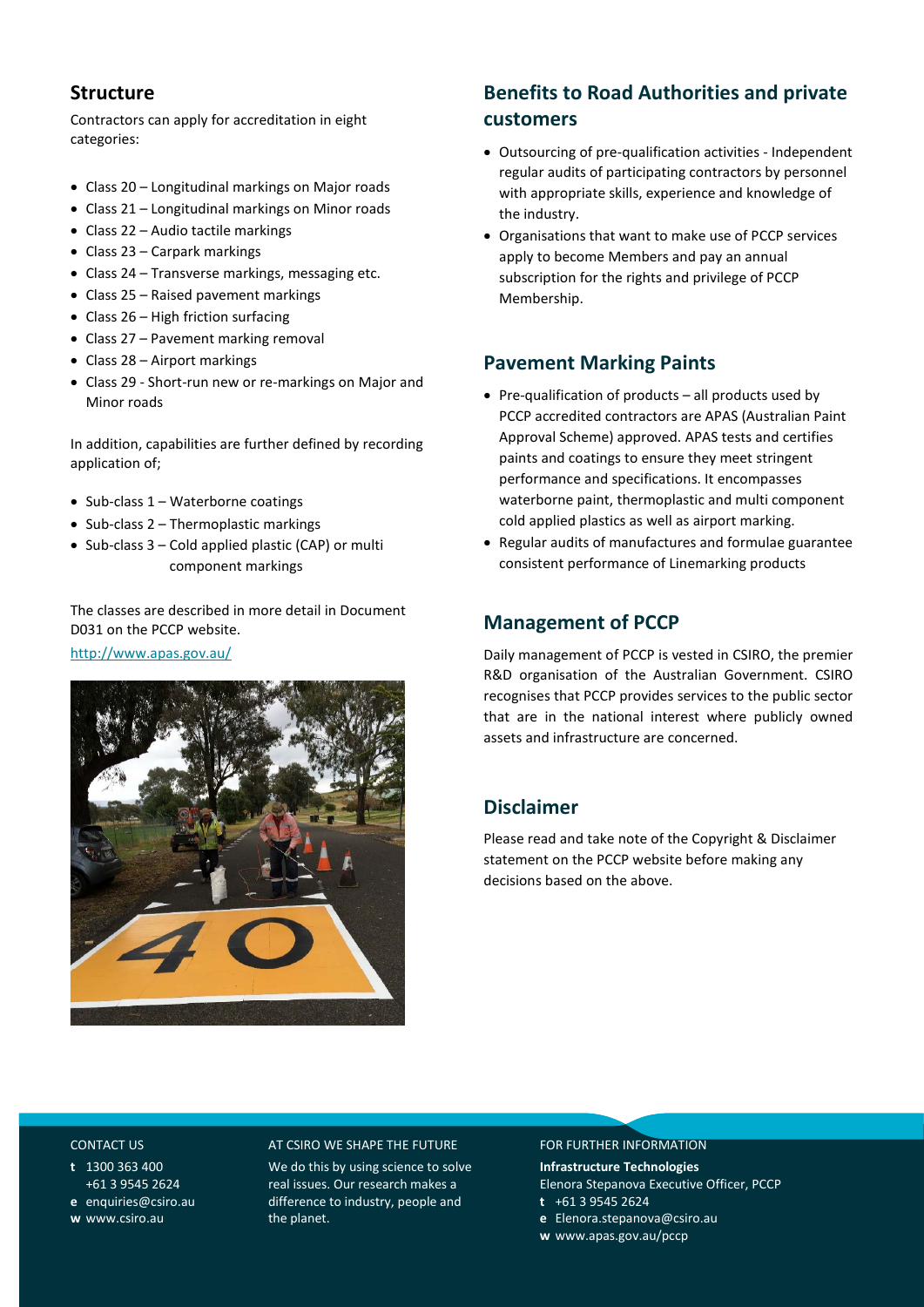## Structure

Contractors can apply for accreditation in eight categories:

- Class 20 – Longitudinal markings on Major roads
- Class 21 – Longitudinal markings on Minor roads
- Class 22 – Audio tactile markings
- Class 23 – Carpark markings
- Class 24 – Transverse markings, messaging etc.
- Class 25 – Raised pavement markings
- Class 26 – High friction surfacing
- Class 27 – Pavement marking removal
- Class 28 – Airport markings
- Class 29 - Short-run new or re-markings on Major and Minor roads

In addition, capabilities are further defined by recording application of;

- Sub-class 1 – Waterborne coatings
- Sub-class 2 – Thermoplastic markings
- Sub-class 3 – Cold applied plastic (CAP) or multi component markings

The classes are described in more detail in Document D031 on the PCCP website.

http://www.apas.gov.au/

## Benefits to Road Authorities and private customers

- Outsourcing of pre-qualification activities - Independent regular audits of participating contractors by personnel with appropriate skills, experience and knowledge of the industry.
- Organisations that want to make use of PCCP services apply to become Members and pay an annual subscription for the rights and privilege of PCCP Membership.

## Pavement Marking Paints

- Pre-qualification of products – all products used by PCCP accredited contractors are APAS (Australian Paint Approval Scheme) approved. APAS tests and certifies paints and coatings to ensure they meet stringent performance and specifications. It encompasses waterborne paint, thermoplastic and multi component cold applied plastics as well as airport marking.
- Regular audits of manufactures and formulae guarantee consistent performance of Linemarking products

## Management of PCCP

Daily management of PCCP is vested in CSIRO, the premier R&D organisation of the Australian Government. CSIRO recognises that PCCP provides services to the public sector that are in the national interest where publicly owned assets and infrastructure are concerned.

## Disclaimer

Please read and take note of the Copyright & Disclaimer statement on the PCCP website before making any decisions based on the above.

CONTACT US

**t** 1300 363 400
+61 3 9545 2624
**e** enquiries@csiro.au
**w** www.csiro.au

AT CSIRO WE SHAPE THE FUTURE

We do this by using science to solve real issues. Our research makes a difference to industry, people and the planet.

FOR FURTHER INFORMATION

**Infrastructure Technologies**
Elenora Stepanova Executive Officer, PCCP
**t** +61 3 9545 2624
**e** Elenora.stepanova@csiro.au
**w** www.apas.gov.au/pccp